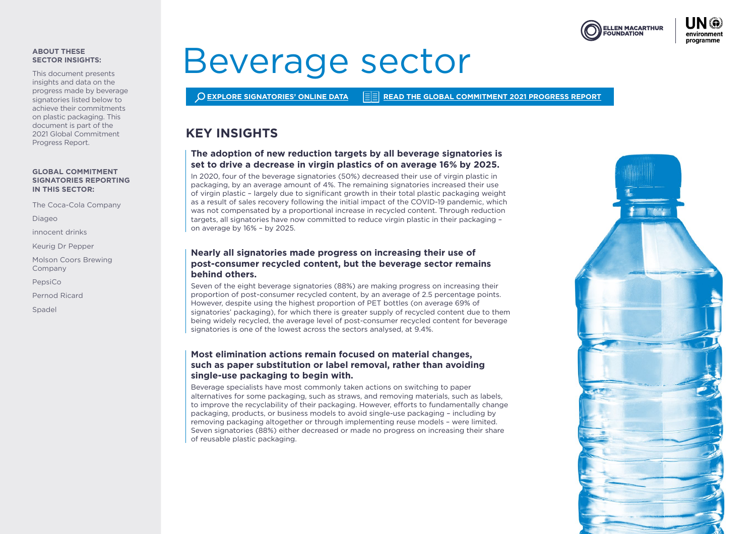# Beverage sector

EXPLORE SIGNATORIES' ONLINE DATA | READ THE GLOBAL COMMITMENT 2021 PROGRESS REPORT

**ABOUT THESE SECTOR INSIGHTS:**

This document presents insights and data on the progress made by beverage signatories listed below to achieve their commitments on plastic packaging. This document is part of the 2021 Global Commitment Progress Report.

**GLOBAL COMMITMENT SIGNATORIES REPORTING IN THIS SECTOR:**

- The Coca-Cola Company
- Diageo
- innocent drinks
- Keurig Dr Pepper
- Molson Coors Brewing Company
- PepsiCo
- Pernod Ricard
- Spadel

## KEY INSIGHTS

### The adoption of new reduction targets by all beverage signatories is set to drive a decrease in virgin plastics of on average 16% by 2025.

In 2020, four of the beverage signatories (50%) decreased their use of virgin plastic in packaging, by an average amount of 4%. The remaining signatories increased their use of virgin plastic – largely due to significant growth in their total plastic packaging weight as a result of sales recovery following the initial impact of the COVID-19 pandemic, which was not compensated by a proportional increase in recycled content. Through reduction targets, all signatories have now committed to reduce virgin plastic in their packaging – on average by 16% – by 2025.

### Nearly all signatories made progress on increasing their use of post-consumer recycled content, but the beverage sector remains behind others.

Seven of the eight beverage signatories (88%) are making progress on increasing their proportion of post-consumer recycled content, by an average of 2.5 percentage points. However, despite using the highest proportion of PET bottles (on average 69% of signatories' packaging), for which there is greater supply of recycled content due to them being widely recycled, the average level of post-consumer recycled content for beverage signatories is one of the lowest across the sectors analysed, at 9.4%.

### Most elimination actions remain focused on material changes, such as paper substitution or label removal, rather than avoiding single-use packaging to begin with.

Beverage specialists have most commonly taken actions on switching to paper alternatives for some packaging, such as straws, and removing materials, such as labels, to improve the recyclability of their packaging. However, efforts to fundamentally change packaging, products, or business models to avoid single-use packaging – including by removing packaging altogether or through implementing reuse models – were limited. Seven signatories (88%) either decreased or made no progress on increasing their share of reusable plastic packaging.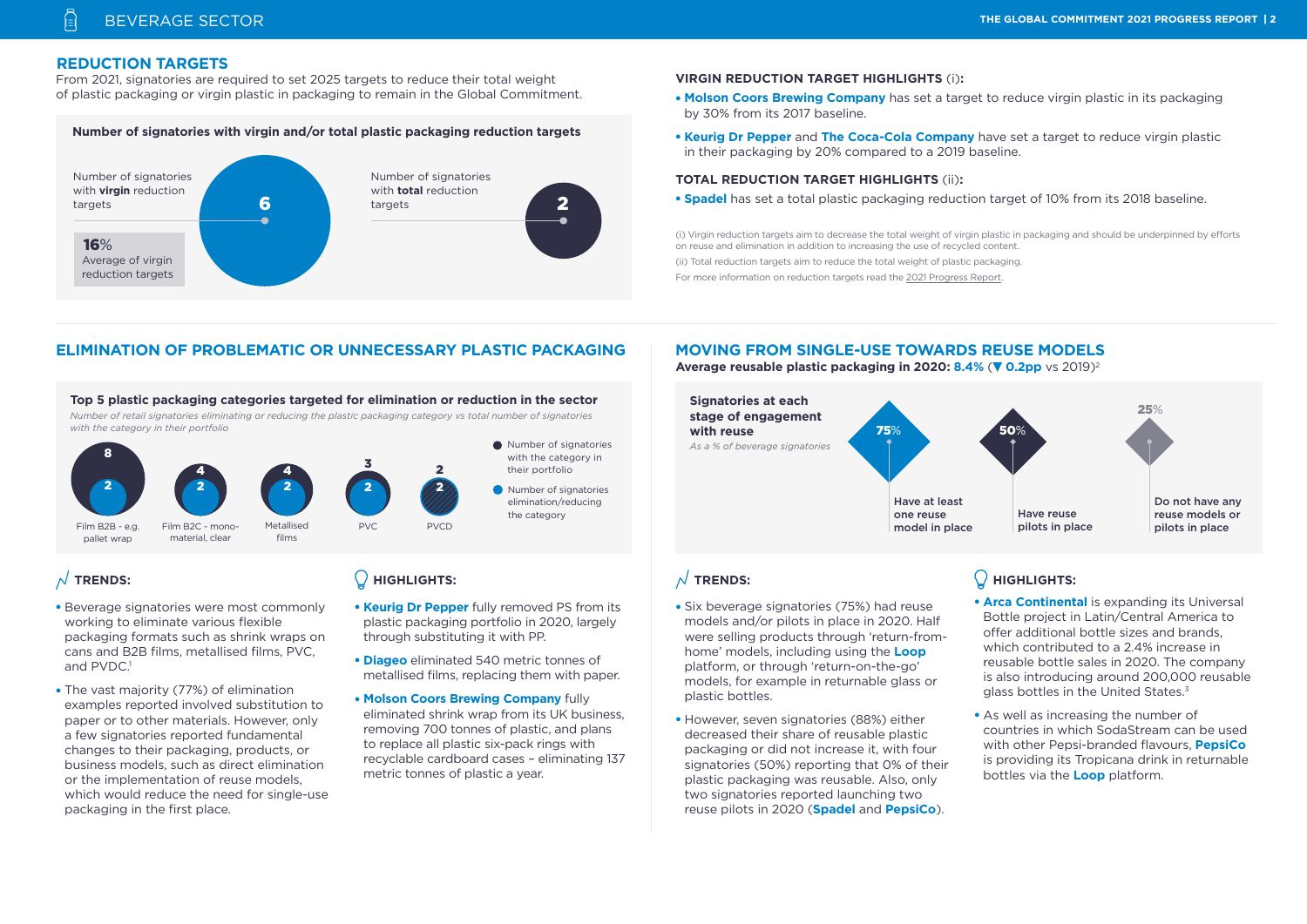## REDUCTION TARGETS

From 2021, signatories are required to set 2025 targets to reduce their total weight of plastic packaging or virgin plastic in packaging to remain in the Global Commitment.

**Number of signatories with virgin and/or total plastic packaging reduction targets**

| | |
|---|---|
| Number of signatories with **virgin** reduction targets | 6 |
| Number of signatories with **total** reduction targets | 2 |

**16%** Average of virgin reduction targets

### VIRGIN REDUCTION TARGET HIGHLIGHTS (i):

- **Molson Coors Brewing Company** has set a target to reduce virgin plastic in its packaging by 30% from its 2017 baseline.
- **Keurig Dr Pepper** and **The Coca-Cola Company** have set a target to reduce virgin plastic in their packaging by 20% compared to a 2019 baseline.

### TOTAL REDUCTION TARGET HIGHLIGHTS (ii):

- **Spadel** has set a total plastic packaging reduction target of 10% from its 2018 baseline.

(i) Virgin reduction targets aim to decrease the total weight of virgin plastic in packaging and should be underpinned by efforts on reuse and elimination in addition to increasing the use of recycled content.

(ii) Total reduction targets aim to reduce the total weight of plastic packaging.

For more information on reduction targets read the 2021 Progress Report.

## ELIMINATION OF PROBLEMATIC OR UNNECESSARY PLASTIC PACKAGING

**Top 5 plastic packaging categories targeted for elimination or reduction in the sector**

*Number of retail signatories eliminating or reducing the plastic packaging category vs total number of signatories with the category in their portfolio*

| Category | Number of signatories with the category in their portfolio | Number of signatories elimination/reducing the category |
|---|---|---|
| Film B2B - e.g. pallet wrap | 8 | 2 |
| Film B2C - mono-material, clear | 4 | 2 |
| Metallised films | 4 | 2 |
| PVC | 3 | 2 |
| PVCD | 2 | 2 |

### TRENDS:

- Beverage signatories were most commonly working to eliminate various flexible packaging formats such as shrink wraps on cans and B2B films, metallised films, PVC, and PVDC.[1]
- The vast majority (77%) of elimination examples reported involved substitution to paper or to other materials. However, only a few signatories reported fundamental changes to their packaging, products, or business models, such as direct elimination or the implementation of reuse models, which would reduce the need for single-use packaging in the first place.

### HIGHLIGHTS:

- **Keurig Dr Pepper** fully removed PS from its plastic packaging portfolio in 2020, largely through substituting it with PP.
- **Diageo** eliminated 540 metric tonnes of metallised films, replacing them with paper.
- **Molson Coors Brewing Company** fully eliminated shrink wrap from its UK business, removing 700 tonnes of plastic, and plans to replace all plastic six-pack rings with recyclable cardboard cases – eliminating 137 metric tonnes of plastic a year.

## MOVING FROM SINGLE-USE TOWARDS REUSE MODELS

**Average reusable plastic packaging in 2020: 8.4% (▼ 0.2pp vs 2019)[2]**

**Signatories at each stage of engagement with reuse**

*As a % of beverage signatories*

| Stage | % |
|---|---|
| Have at least one reuse model in place | 75% |
| Have reuse pilots in place | 50% |
| Do not have any reuse models or pilots in place | 25% |

### TRENDS:

- Six beverage signatories (75%) had reuse models and/or pilots in place in 2020. Half were selling products through 'return-from-home' models, including using the **Loop** platform, or through 'return-on-the-go' models, for example in returnable glass or plastic bottles.
- However, seven signatories (88%) either decreased their share of reusable plastic packaging or did not increase it, with four signatories (50%) reporting that 0% of their plastic packaging was reusable. Also, only two signatories reported launching two reuse pilots in 2020 (**Spadel** and **PepsiCo**).

### HIGHLIGHTS:

- **Arca Continental** is expanding its Universal Bottle project in Latin/Central America to offer additional bottle sizes and brands, which contributed to a 2.4% increase in reusable bottle sales in 2020. The company is also introducing around 200,000 reusable glass bottles in the United States.[3]
- As well as increasing the number of countries in which SodaStream can be used with other Pepsi-branded flavours, **PepsiCo** is providing its Tropicana drink in returnable bottles via the **Loop** platform.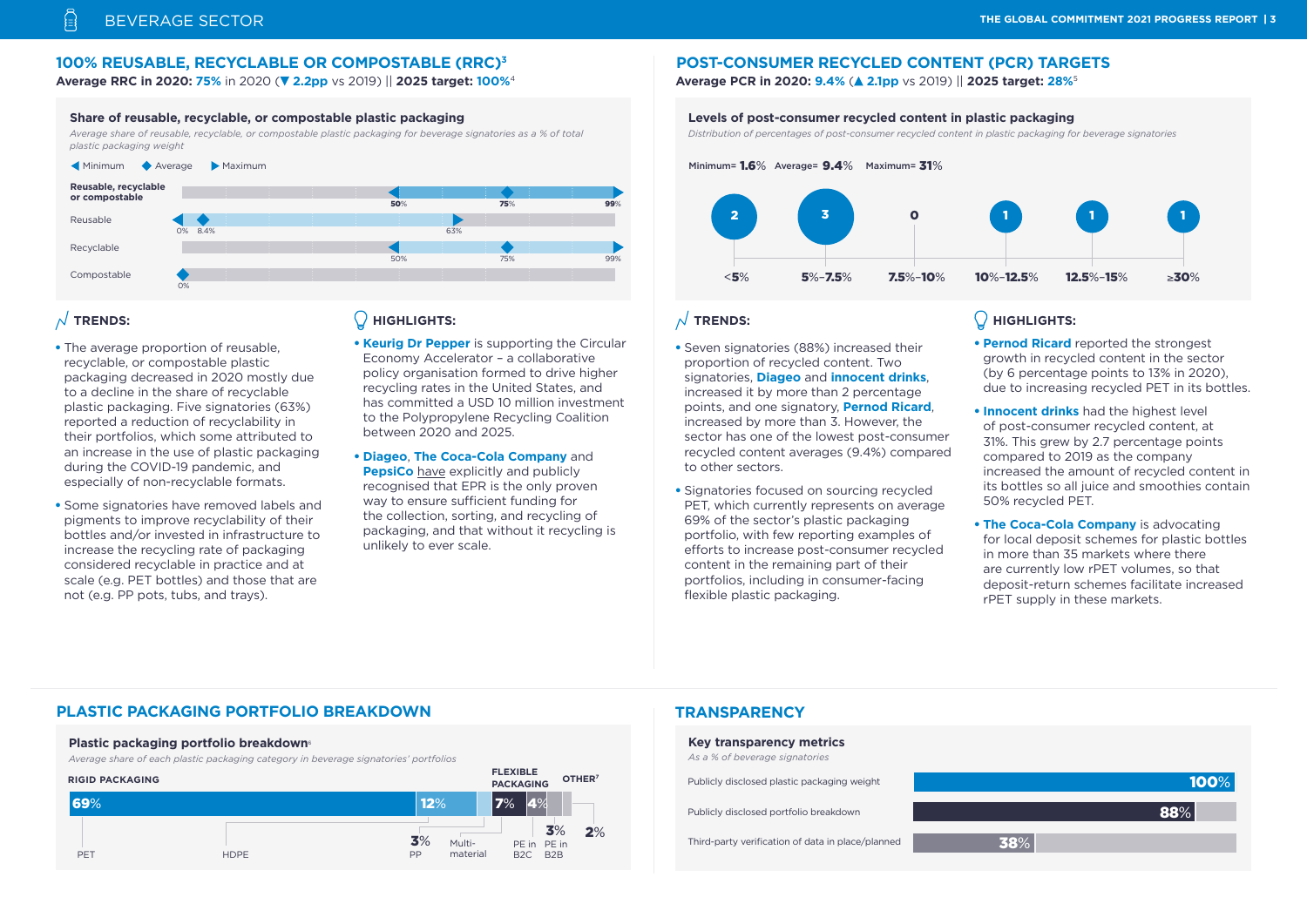## 100% REUSABLE, RECYCLABLE OR COMPOSTABLE (RRC)[3]

**Average RRC in 2020: 75%** in 2020 (▼ **2.2pp** vs 2019) || **2025 target: 100%**[4]

### Share of reusable, recyclable, or compostable plastic packaging

*Average share of reusable, recyclable, or compostable plastic packaging for beverage signatories as a % of total plastic packaging weight*

| | Minimum | Average | Maximum |
|---|---|---|---|
| Reusable, recyclable or compostable | 50% | 75% | 99% |
| Reusable | 0% | 8.4% | 63% |
| Recyclable | 50% | 75% | 99% |
| Compostable | 0% | | |

### TRENDS:

- The average proportion of reusable, recyclable, or compostable plastic packaging decreased in 2020 mostly due to a decline in the share of recyclable plastic packaging. Five signatories (63%) reported a reduction of recyclability in their portfolios, which some attributed to an increase in the use of plastic packaging during the COVID-19 pandemic, and especially of non-recyclable formats.
- Some signatories have removed labels and pigments to improve recyclability of their bottles and/or invested in infrastructure to increase the recycling rate of packaging considered recyclable in practice and at scale (e.g. PET bottles) and those that are not (e.g. PP pots, tubs, and trays).

### HIGHLIGHTS:

- **Keurig Dr Pepper** is supporting the Circular Economy Accelerator – a collaborative policy organisation formed to drive higher recycling rates in the United States, and has committed a USD 10 million investment to the Polypropylene Recycling Coalition between 2020 and 2025.
- **Diageo**, **The Coca-Cola Company** and **PepsiCo** have explicitly and publicly recognised that EPR is the only proven way to ensure sufficient funding for the collection, sorting, and recycling of packaging, and that without it recycling is unlikely to ever scale.

## POST-CONSUMER RECYCLED CONTENT (PCR) TARGETS

**Average PCR in 2020: 9.4%** (▲ **2.1pp** vs 2019) || **2025 target: 28%**[5]

### Levels of post-consumer recycled content in plastic packaging

*Distribution of percentages of post-consumer recycled content in plastic packaging for beverage signatories*

Minimum= **1.6**% Average= **9.4**% Maximum= **31**%

| <5% | 5%–7.5% | 7.5%–10% | 10%–12.5% | 12.5%–15% | ≥30% |
|---|---|---|---|---|---|
| 2 | 3 | 0 | 1 | 1 | 1 |

### TRENDS:

- Seven signatories (88%) increased their proportion of recycled content. Two signatories, **Diageo** and **innocent drinks**, increased it by more than 2 percentage points, and one signatory, **Pernod Ricard**, increased by more than 3. However, the sector has one of the lowest post-consumer recycled content averages (9.4%) compared to other sectors.
- Signatories focused on sourcing recycled PET, which currently represents on average 69% of the sector's plastic packaging portfolio, with few reporting examples of efforts to increase post-consumer recycled content in the remaining part of their portfolios, including in consumer-facing flexible plastic packaging.

### HIGHLIGHTS:

- **Pernod Ricard** reported the strongest growth in recycled content in the sector (by 6 percentage points to 13% in 2020), due to increasing recycled PET in its bottles.
- **Innocent drinks** had the highest level of post-consumer recycled content, at 31%. This grew by 2.7 percentage points compared to 2019 as the company increased the amount of recycled content in its bottles so all juice and smoothies contain 50% recycled PET.
- **The Coca-Cola Company** is advocating for local deposit schemes for plastic bottles in more than 35 markets where there are currently low rPET volumes, so that deposit-return schemes facilitate increased rPET supply in these markets.

## PLASTIC PACKAGING PORTFOLIO BREAKDOWN

### Plastic packaging portfolio breakdown[6]

*Average share of each plastic packaging category in beverage signatories' portfolios*

| Category | Type | Share |
|---|---|---|
| Rigid packaging | PET | 69% |
| Rigid packaging | HDPE | 12% |
| Rigid packaging | PP | 3% |
| Flexible packaging | Multi-material | 7% |
| Flexible packaging | PE in B2C | 4% |
| Flexible packaging | PE in B2B | 3% |
| Other[7] | | 2% |

## TRANSPARENCY

### Key transparency metrics

*As a % of beverage signatories*

| Metric | % |
|---|---|
| Publicly disclosed plastic packaging weight | 100% |
| Publicly disclosed portfolio breakdown | 88% |
| Third-party verification of data in place/planned | 38% |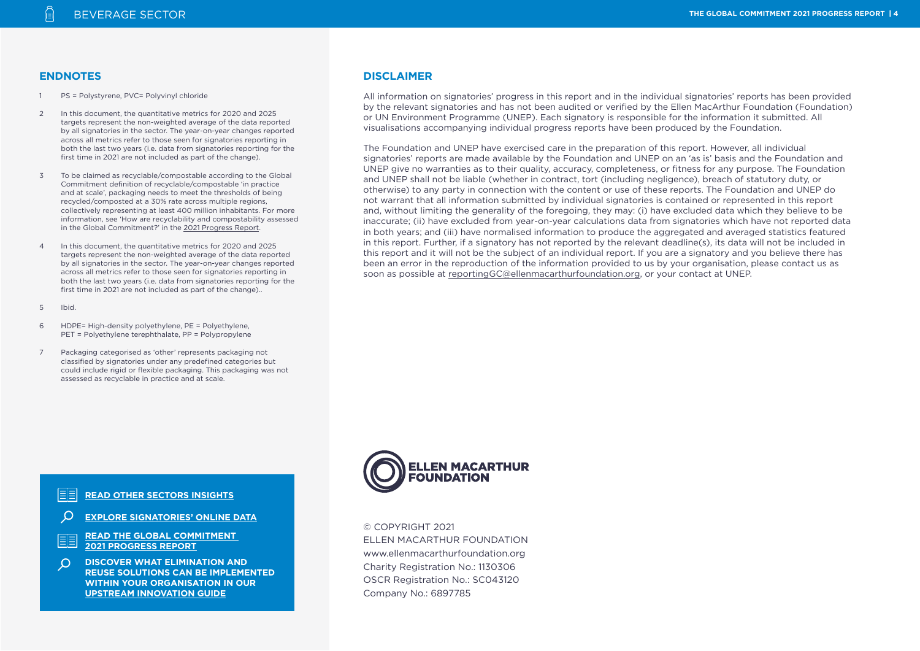## ENDNOTES

1. PS = Polystyrene, PVC= Polyvinyl chloride
2. In this document, the quantitative metrics for 2020 and 2025 targets represent the non-weighted average of the data reported by all signatories in the sector. The year-on-year changes reported across all metrics refer to those seen for signatories reporting in both the last two years (i.e. data from signatories reporting for the first time in 2021 are not included as part of the change).
3. To be claimed as recyclable/compostable according to the Global Commitment definition of recyclable/compostable 'in practice and at scale', packaging needs to meet the thresholds of being recycled/composted at a 30% rate across multiple regions, collectively representing at least 400 million inhabitants. For more information, see 'How are recyclability and compostability assessed in the Global Commitment?' in the 2021 Progress Report.
4. In this document, the quantitative metrics for 2020 and 2025 targets represent the non-weighted average of the data reported by all signatories in the sector. The year-on-year changes reported across all metrics refer to those seen for signatories reporting in both the last two years (i.e. data from signatories reporting for the first time in 2021 are not included as part of the change)..
5. Ibid.
6. HDPE= High-density polyethylene, PE = Polyethylene, PET = Polyethylene terephthalate, PP = Polypropylene
7. Packaging categorised as 'other' represents packaging not classified by signatories under any predefined categories but could include rigid or flexible packaging. This packaging was not assessed as recyclable in practice and at scale.

**READ OTHER SECTORS INSIGHTS**

**EXPLORE SIGNATORIES' ONLINE DATA**

**READ THE GLOBAL COMMITMENT 2021 PROGRESS REPORT**

**DISCOVER WHAT ELIMINATION AND REUSE SOLUTIONS CAN BE IMPLEMENTED WITHIN YOUR ORGANISATION IN OUR UPSTREAM INNOVATION GUIDE**

## DISCLAIMER

All information on signatories' progress in this report and in the individual signatories' reports has been provided by the relevant signatories and has not been audited or verified by the Ellen MacArthur Foundation (Foundation) or UN Environment Programme (UNEP). Each signatory is responsible for the information it submitted. All visualisations accompanying individual progress reports have been produced by the Foundation.

The Foundation and UNEP have exercised care in the preparation of this report. However, all individual signatories' reports are made available by the Foundation and UNEP on an 'as is' basis and the Foundation and UNEP give no warranties as to their quality, accuracy, completeness, or fitness for any purpose. The Foundation and UNEP shall not be liable (whether in contract, tort (including negligence), breach of statutory duty, or otherwise) to any party in connection with the content or use of these reports. The Foundation and UNEP do not warrant that all information submitted by individual signatories is contained or represented in this report and, without limiting the generality of the foregoing, they may: (i) have excluded data which they believe to be inaccurate; (ii) have excluded from year-on-year calculations data from signatories which have not reported data in both years; and (iii) have normalised information to produce the aggregated and averaged statistics featured in this report. Further, if a signatory has not reported by the relevant deadline(s), its data will not be included in this report and it will not be the subject of an individual report. If you are a signatory and you believe there has been an error in the reproduction of the information provided to us by your organisation, please contact us as soon as possible at reportingGC@ellenmacarthurfoundation.org, or your contact at UNEP.

ELLEN MACARTHUR FOUNDATION

© COPYRIGHT 2021
ELLEN MACARTHUR FOUNDATION
www.ellenmacarthurfoundation.org
Charity Registration No.: 1130306
OSCR Registration No.: SC043120
Company No.: 6897785